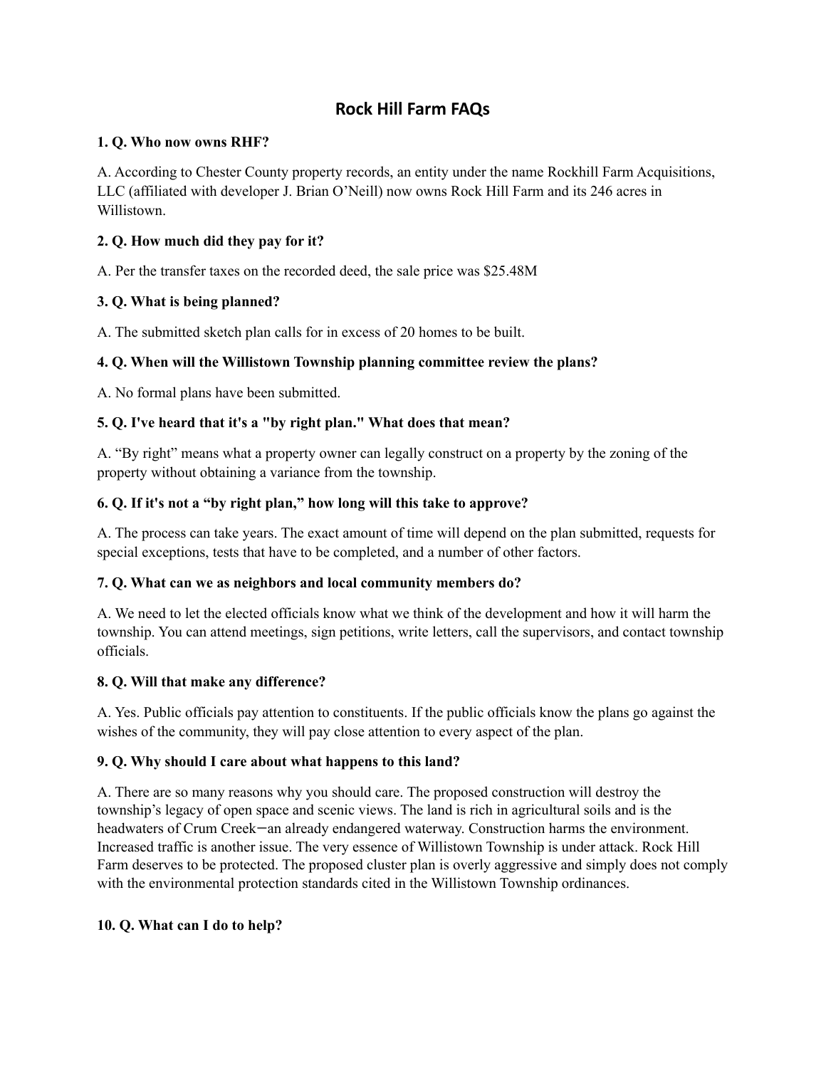# Rock Hill Farm FAQs

**1. Q. Who now owns RHF?**

A. According to Chester County property records, an entity under the name Rockhill Farm Acquisitions, LLC (affiliated with developer J. Brian O'Neill) now owns Rock Hill Farm and its 246 acres in Willistown.

**2. Q. How much did they pay for it?**

A. Per the transfer taxes on the recorded deed, the sale price was $25.48M

**3. Q. What is being planned?**

A. The submitted sketch plan calls for in excess of 20 homes to be built.

**4. Q. When will the Willistown Township planning committee review the plans?**

A. No formal plans have been submitted.

**5. Q. I've heard that it's a "by right plan." What does that mean?**

A. "By right" means what a property owner can legally construct on a property by the zoning of the property without obtaining a variance from the township.

**6. Q. If it's not a "by right plan," how long will this take to approve?**

A. The process can take years. The exact amount of time will depend on the plan submitted, requests for special exceptions, tests that have to be completed, and a number of other factors.

**7. Q. What can we as neighbors and local community members do?**

A. We need to let the elected officials know what we think of the development and how it will harm the township. You can attend meetings, sign petitions, write letters, call the supervisors, and contact township officials.

**8. Q. Will that make any difference?**

A. Yes. Public officials pay attention to constituents. If the public officials know the plans go against the wishes of the community, they will pay close attention to every aspect of the plan.

**9. Q. Why should I care about what happens to this land?**

A. There are so many reasons why you should care. The proposed construction will destroy the township's legacy of open space and scenic views. The land is rich in agricultural soils and is the headwaters of Crum Creek—an already endangered waterway. Construction harms the environment. Increased traffic is another issue. The very essence of Willistown Township is under attack. Rock Hill Farm deserves to be protected. The proposed cluster plan is overly aggressive and simply does not comply with the environmental protection standards cited in the Willistown Township ordinances.

**10. Q. What can I do to help?**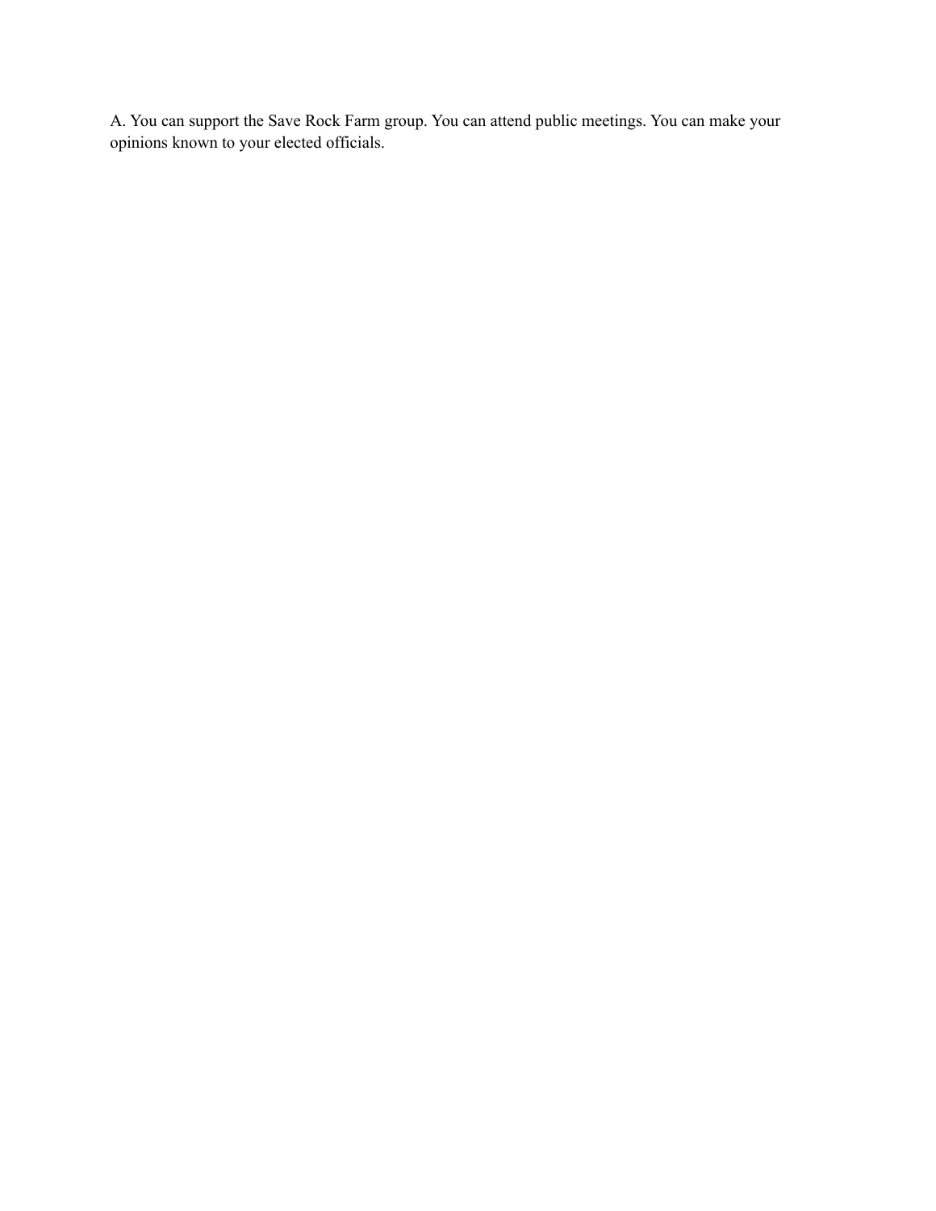A. You can support the Save Rock Farm group. You can attend public meetings. You can make your opinions known to your elected officials.